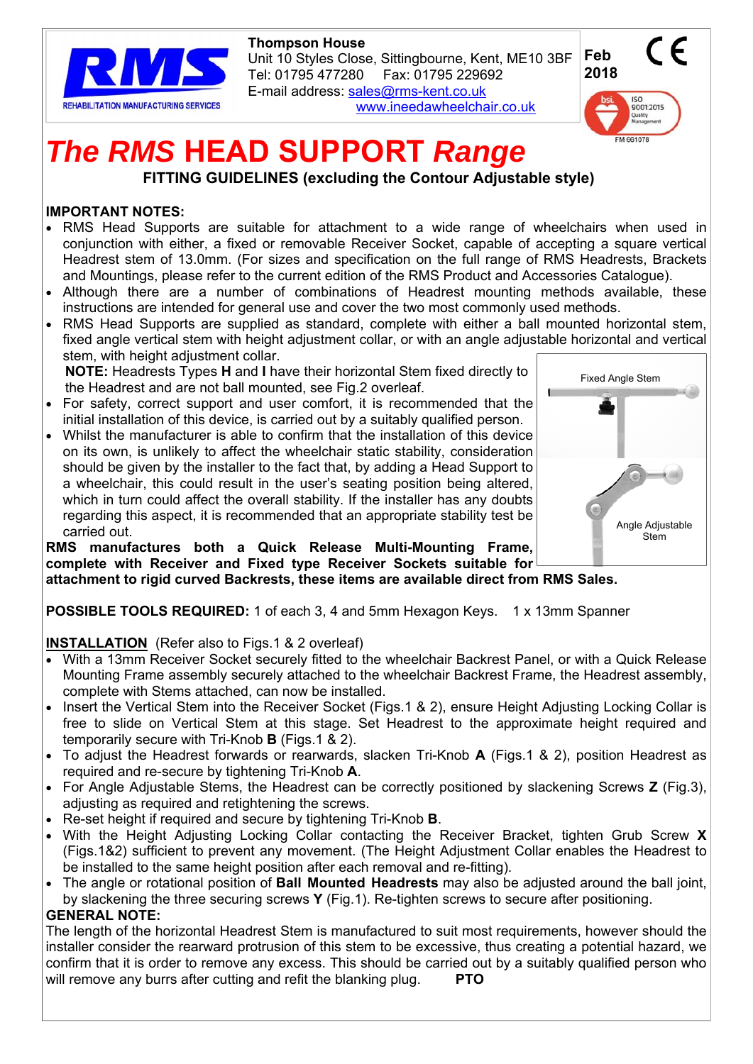Thompson House
Unit 10 Styles Close, Sittingbourne, Kent, ME10 3BF
Tel: 01795 477280   Fax: 01795 229692
E-mail address: sales@rms-kent.co.uk
www.ineedawheelchair.co.uk

Feb 2018

RMS
REHABILITATION MANUFACTURING SERVICES

# *The RMS* HEAD SUPPORT *Range*

**FITTING GUIDELINES (excluding the Contour Adjustable style)**

**IMPORTANT NOTES:**

- RMS Head Supports are suitable for attachment to a wide range of wheelchairs when used in conjunction with either, a fixed or removable Receiver Socket, capable of accepting a square vertical Headrest stem of 13.0mm. (For sizes and specification on the full range of RMS Headrests, Brackets and Mountings, please refer to the current edition of the RMS Product and Accessories Catalogue).
- Although there are a number of combinations of Headrest mounting methods available, these instructions are intended for general use and cover the two most commonly used methods.
- RMS Head Supports are supplied as standard, complete with either a ball mounted horizontal stem, fixed angle vertical stem with height adjustment collar, or with an angle adjustable horizontal and vertical stem, with height adjustment collar.

  **NOTE:** Headrests Types **H** and **I** have their horizontal Stem fixed directly to the Headrest and are not ball mounted, see Fig.2 overleaf.
- For safety, correct support and user comfort, it is recommended that the initial installation of this device, is carried out by a suitably qualified person.
- Whilst the manufacturer is able to confirm that the installation of this device on its own, is unlikely to affect the wheelchair static stability, consideration should be given by the installer to the fact that, by adding a Head Support to a wheelchair, this could result in the user's seating position being altered, which in turn could affect the overall stability. If the installer has any doubts regarding this aspect, it is recommended that an appropriate stability test be carried out.

Fixed Angle Stem

Angle Adjustable Stem

**RMS manufactures both a Quick Release Multi-Mounting Frame, complete with Receiver and Fixed type Receiver Sockets suitable for attachment to rigid curved Backrests, these items are available direct from RMS Sales.**

**POSSIBLE TOOLS REQUIRED:** 1 of each 3, 4 and 5mm Hexagon Keys.   1 x 13mm Spanner

**INSTALLATION** (Refer also to Figs.1 & 2 overleaf)

- With a 13mm Receiver Socket securely fitted to the wheelchair Backrest Panel, or with a Quick Release Mounting Frame assembly securely attached to the wheelchair Backrest Frame, the Headrest assembly, complete with Stems attached, can now be installed.
- Insert the Vertical Stem into the Receiver Socket (Figs.1 & 2), ensure Height Adjusting Locking Collar is free to slide on Vertical Stem at this stage. Set Headrest to the approximate height required and temporarily secure with Tri-Knob **B** (Figs.1 & 2).
- To adjust the Headrest forwards or rearwards, slacken Tri-Knob **A** (Figs.1 & 2), position Headrest as required and re-secure by tightening Tri-Knob **A**.
- For Angle Adjustable Stems, the Headrest can be correctly positioned by slackening Screws **Z** (Fig.3), adjusting as required and retightening the screws.
- Re-set height if required and secure by tightening Tri-Knob **B**.
- With the Height Adjusting Locking Collar contacting the Receiver Bracket, tighten Grub Screw **X** (Figs.1&2) sufficient to prevent any movement. (The Height Adjustment Collar enables the Headrest to be installed to the same height position after each removal and re-fitting).
- The angle or rotational position of **Ball Mounted Headrests** may also be adjusted around the ball joint, by slackening the three securing screws **Y** (Fig.1). Re-tighten screws to secure after positioning.

**GENERAL NOTE:**

The length of the horizontal Headrest Stem is manufactured to suit most requirements, however should the installer consider the rearward protrusion of this stem to be excessive, thus creating a potential hazard, we confirm that it is order to remove any excess. This should be carried out by a suitably qualified person who will remove any burrs after cutting and refit the blanking plug.   **PTO**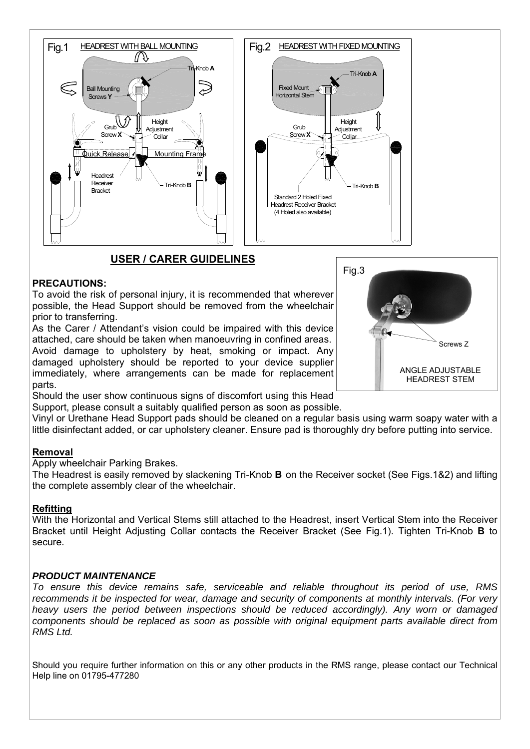Fig.1 HEADREST WITH BALL MOUNTING

Tri-Knob **A**

Ball Mounting Screws **Y**

Grub Screw **X**

Height Adjustment Collar

Quick Release

Mounting Frame

Headrest Receiver Bracket

Tri-Knob **B**

Fig.2 HEADREST WITH FIXED MOUNTING

Tri-Knob **A**

Fixed Mount Horizontal Stem

Grub Screw **X**

Height Adjustment Collar

Tri-Knob **B**

Standard 2 Holed Fixed Headrest Receiver Bracket (4 Holed also available)

Fig.3

Screws Z

ANGLE ADJUSTABLE HEADREST STEM

## USER / CARER GUIDELINES

### PRECAUTIONS:

To avoid the risk of personal injury, it is recommended that wherever possible, the Head Support should be removed from the wheelchair prior to transferring.

As the Carer / Attendant's vision could be impaired with this device attached, care should be taken when manoeuvring in confined areas.

Avoid damage to upholstery by heat, smoking or impact. Any damaged upholstery should be reported to your device supplier immediately, where arrangements can be made for replacement parts.

Should the user show continuous signs of discomfort using this Head Support, please consult a suitably qualified person as soon as possible.

Vinyl or Urethane Head Support pads should be cleaned on a regular basis using warm soapy water with a little disinfectant added, or car upholstery cleaner. Ensure pad is thoroughly dry before putting into service.

### Removal

Apply wheelchair Parking Brakes.

The Headrest is easily removed by slackening Tri-Knob **B** on the Receiver socket (See Figs.1&2) and lifting the complete assembly clear of the wheelchair.

### Refitting

With the Horizontal and Vertical Stems still attached to the Headrest, insert Vertical Stem into the Receiver Bracket until Height Adjusting Collar contacts the Receiver Bracket (See Fig.1). Tighten Tri-Knob **B** to secure.

### *PRODUCT MAINTENANCE*

*To ensure this device remains safe, serviceable and reliable throughout its period of use, RMS recommends it be inspected for wear, damage and security of components at monthly intervals. (For very heavy users the period between inspections should be reduced accordingly). Any worn or damaged components should be replaced as soon as possible with original equipment parts available direct from RMS Ltd.*

Should you require further information on this or any other products in the RMS range, please contact our Technical Help line on 01795-477280